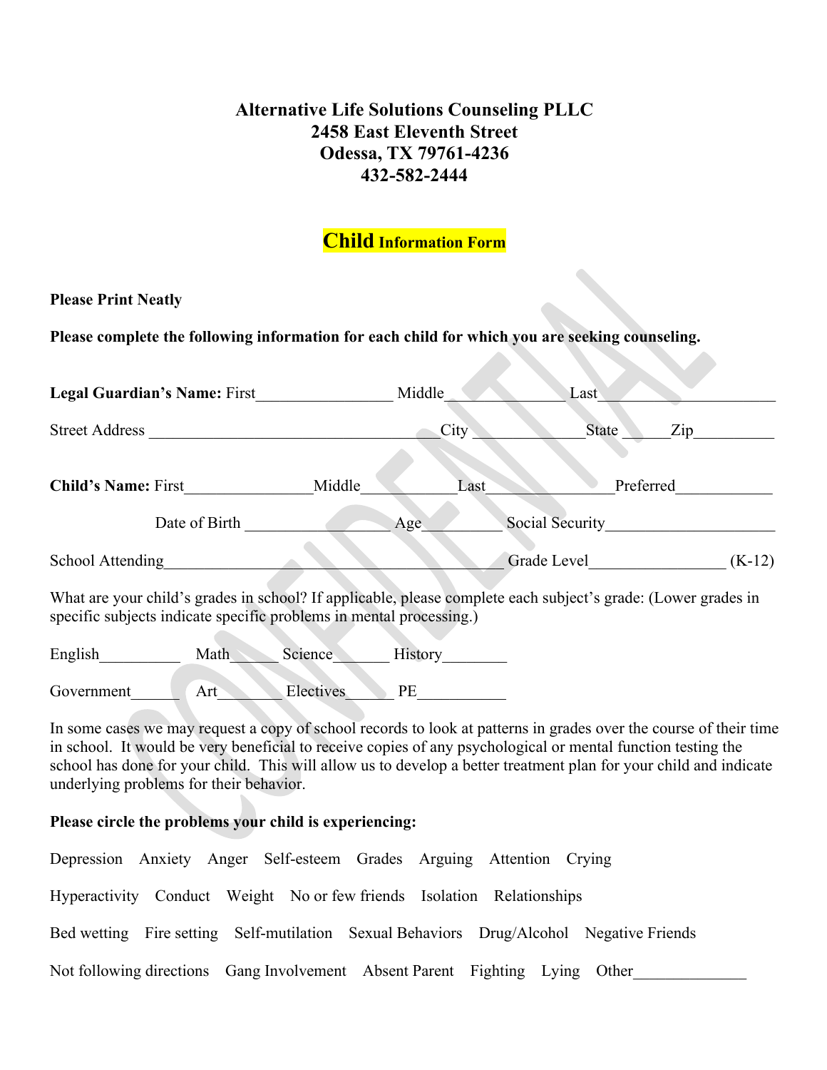# Alternative Life Solutions Counseling PLLC
# 2458 East Eleventh Street
# Odessa, TX 79761-4236
# 432-582-2444

## Child Information Form

**Please Print Neatly**

**Please complete the following information for each child for which you are seeking counseling.**

**Legal Guardian's Name:** First_________________ Middle_____________ Last______________________

Street Address ___________________________________ City _____________ State ______ Zip__________

**Child's Name:** First________________ Middle____________ Last________________ Preferred____________

Date of Birth ________________ Age_________ Social Security____________________

School Attending__________________________________________ Grade Level________________ (K-12)

What are your child's grades in school? If applicable, please complete each subject's grade: (Lower grades in specific subjects indicate specific problems in mental processing.)

English__________ Math______ Science_______ History________

Government______ Art________ Electives______ PE___________

In some cases we may request a copy of school records to look at patterns in grades over the course of their time in school. It would be very beneficial to receive copies of any psychological or mental function testing the school has done for your child. This will allow us to develop a better treatment plan for your child and indicate underlying problems for their behavior.

**Please circle the problems your child is experiencing:**

Depression Anxiety Anger Self-esteem Grades Arguing Attention Crying

Hyperactivity Conduct Weight No or few friends Isolation Relationships

Bed wetting Fire setting Self-mutilation Sexual Behaviors Drug/Alcohol Negative Friends

Not following directions Gang Involvement Absent Parent Fighting Lying Other______________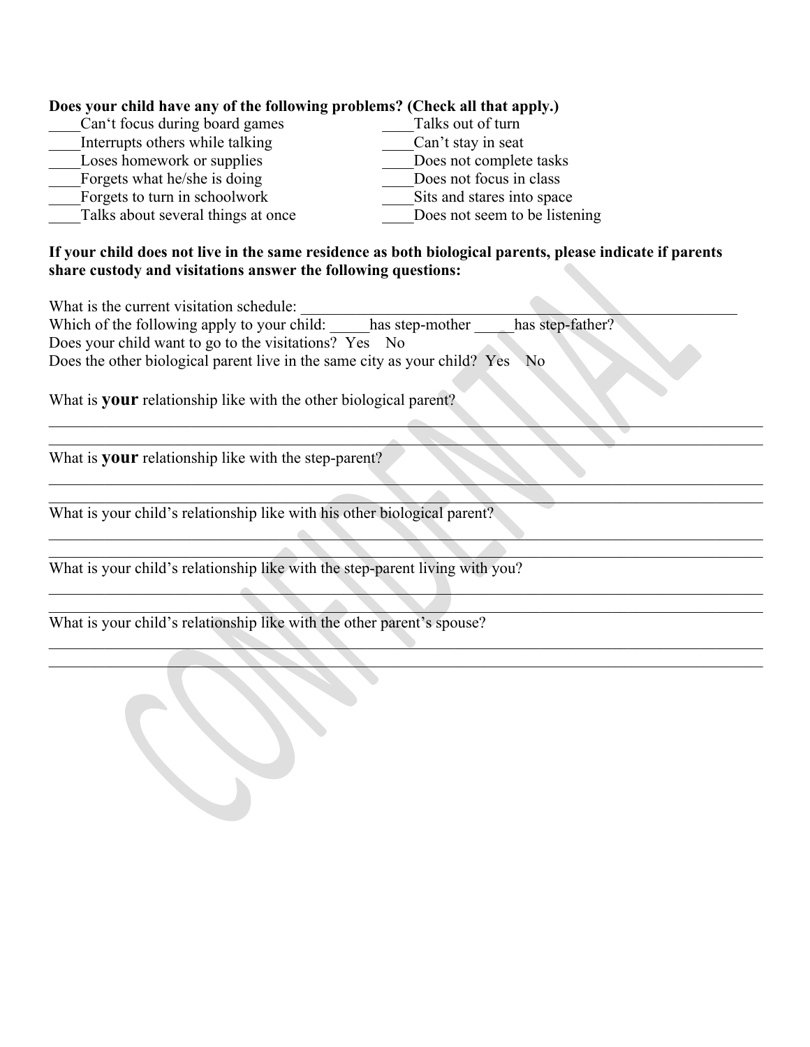**Does your child have any of the following problems? (Check all that apply.)**

____Can't focus during board games
____Interrupts others while talking
____Loses homework or supplies
____Forgets what he/she is doing
____Forgets to turn in schoolwork
____Talks about several things at once
____Talks out of turn
____Can't stay in seat
____Does not complete tasks
____Does not focus in class
____Sits and stares into space
____Does not seem to be listening

**If your child does not live in the same residence as both biological parents, please indicate if parents share custody and visitations answer the following questions:**

What is the current visitation schedule: ____________________________________________________________

Which of the following apply to your child: _____has step-mother _____has step-father?

Does your child want to go to the visitations? Yes No

Does the other biological parent live in the same city as your child? Yes No

What is **your** relationship like with the other biological parent?

________________________________________________________________________________________________

________________________________________________________________________________________________

What is **your** relationship like with the step-parent?

________________________________________________________________________________________________

________________________________________________________________________________________________

What is your child's relationship like with his other biological parent?

________________________________________________________________________________________________

________________________________________________________________________________________________

What is your child's relationship like with the step-parent living with you?

________________________________________________________________________________________________

________________________________________________________________________________________________

What is your child's relationship like with the other parent's spouse?

________________________________________________________________________________________________

________________________________________________________________________________________________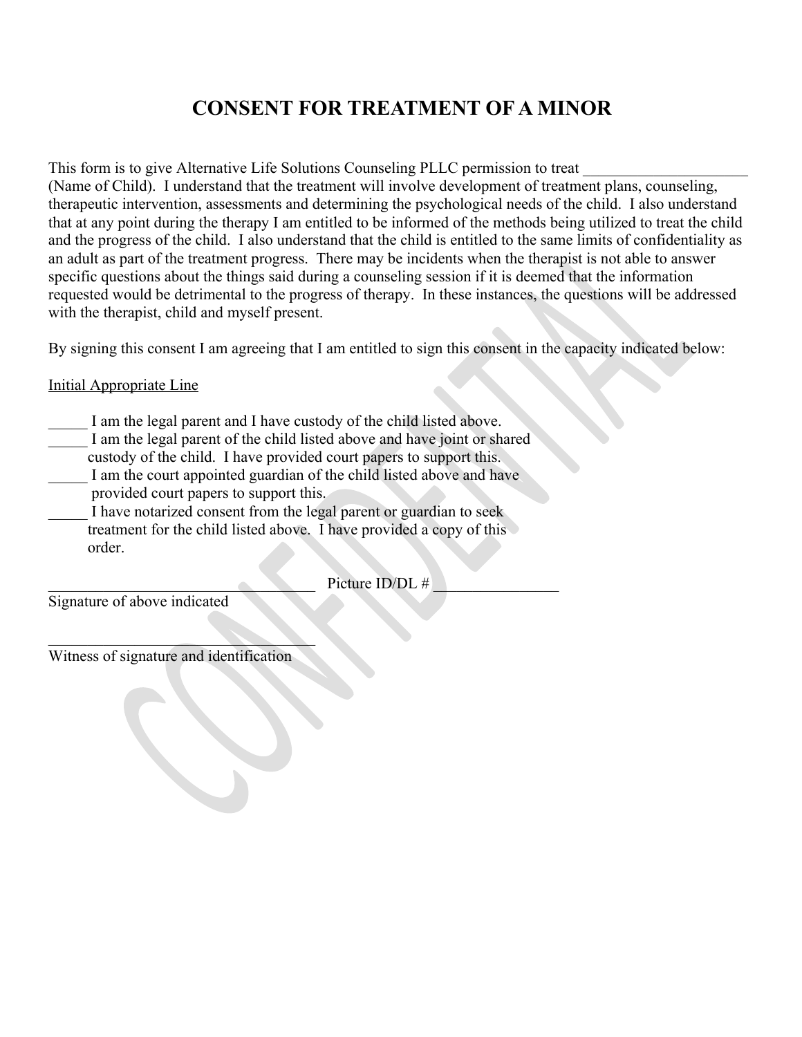# CONSENT FOR TREATMENT OF A MINOR

This form is to give Alternative Life Solutions Counseling PLLC permission to treat _____________________ (Name of Child). I understand that the treatment will involve development of treatment plans, counseling, therapeutic intervention, assessments and determining the psychological needs of the child. I also understand that at any point during the therapy I am entitled to be informed of the methods being utilized to treat the child and the progress of the child. I also understand that the child is entitled to the same limits of confidentiality as an adult as part of the treatment progress. There may be incidents when the therapist is not able to answer specific questions about the things said during a counseling session if it is deemed that the information requested would be detrimental to the progress of therapy. In these instances, the questions will be addressed with the therapist, child and myself present.

By signing this consent I am agreeing that I am entitled to sign this consent in the capacity indicated below:

Initial Appropriate Line

_____ I am the legal parent and I have custody of the child listed above.

_____ I am the legal parent of the child listed above and have joint or shared custody of the child. I have provided court papers to support this.

_____ I am the court appointed guardian of the child listed above and have provided court papers to support this.

_____ I have notarized consent from the legal parent or guardian to seek treatment for the child listed above. I have provided a copy of this order.

___________________________________ Picture ID/DL # ________________

Signature of above indicated

___________________________________

Witness of signature and identification